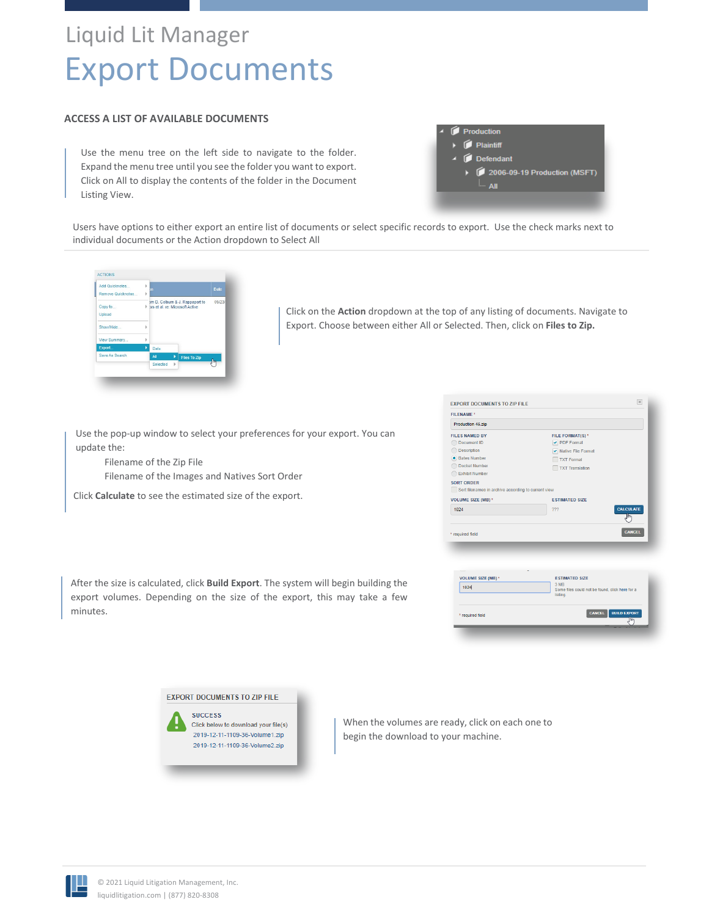# Liquid Lit Manager

# Export Documents

### ACCESS A LIST OF AVAILABLE DOCUMENTS

Use the menu tree on the left side to navigate to the folder. Expand the menu tree until you see the folder you want to export. Click on All to display the contents of the folder in the Document Listing View.

Users have options to either export an entire list of documents or select specific records to export. Use the check marks next to individual documents or the Action dropdown to Select All

Click on the **Action** dropdown at the top of any listing of documents. Navigate to Export. Choose between either All or Selected. Then, click on **Files to Zip.**

Use the pop-up window to select your preferences for your export. You can update the:

Filename of the Zip File

Filename of the Images and Natives Sort Order

Click **Calculate** to see the estimated size of the export.

After the size is calculated, click **Build Export**. The system will begin building the export volumes. Depending on the size of the export, this may take a few minutes.

When the volumes are ready, click on each one to begin the download to your machine.

© 2021 Liquid Litigation Management, Inc.
liquidlitigation.com | (877) 820-8308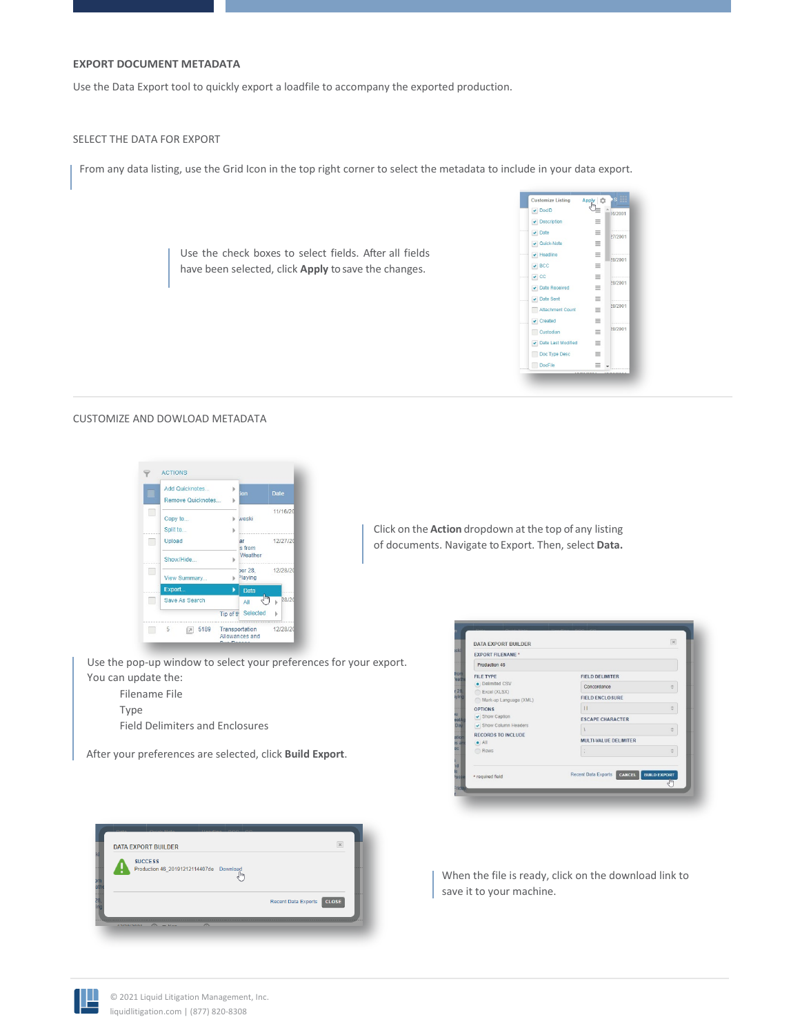## EXPORT DOCUMENT METADATA

Use the Data Export tool to quickly export a loadfile to accompany the exported production.

### SELECT THE DATA FOR EXPORT

From any data listing, use the Grid Icon in the top right corner to select the metadata to include in your data export.

Use the check boxes to select fields. After all fields have been selected, click **Apply** to save the changes.

### CUSTOMIZE AND DOWLOAD METADATA

Click on the **Action** dropdown at the top of any listing of documents. Navigate to Export. Then, select **Data.**

Use the pop-up window to select your preferences for your export. You can update the:

- Filename File
- Type
- Field Delimiters and Enclosures

After your preferences are selected, click **Build Export**.

When the file is ready, click on the download link to save it to your machine.

© 2021 Liquid Litigation Management, Inc.
liquidlitigation.com | (877) 820-8308